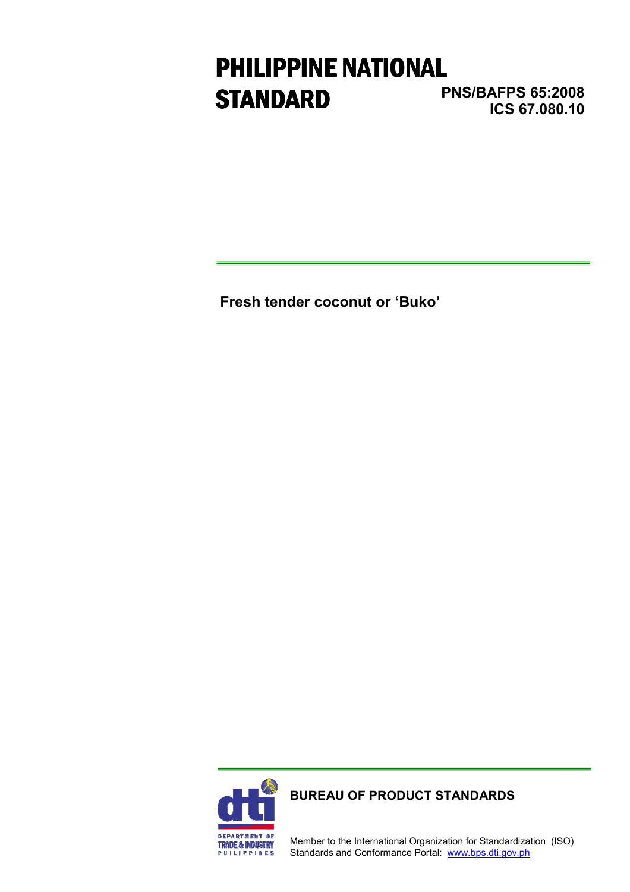# PHILIPPINE NATIONAL STANDARD

**PNS/BAFPS 65:2008**
**ICS 67.080.10**

**Fresh tender coconut or 'Buko'**

**BUREAU OF PRODUCT STANDARDS**

Member to the International Organization for Standardization (ISO)
Standards and Conformance Portal: www.bps.dti.gov.ph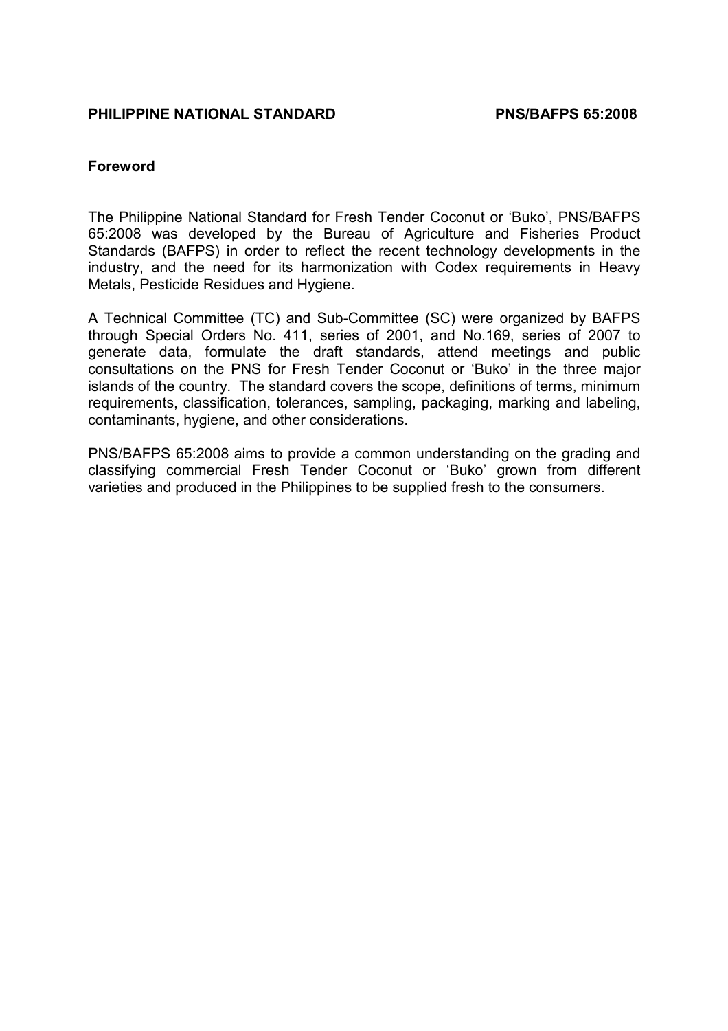## Foreword

The Philippine National Standard for Fresh Tender Coconut or 'Buko', PNS/BAFPS 65:2008 was developed by the Bureau of Agriculture and Fisheries Product Standards (BAFPS) in order to reflect the recent technology developments in the industry, and the need for its harmonization with Codex requirements in Heavy Metals, Pesticide Residues and Hygiene.

A Technical Committee (TC) and Sub-Committee (SC) were organized by BAFPS through Special Orders No. 411, series of 2001, and No.169, series of 2007 to generate data, formulate the draft standards, attend meetings and public consultations on the PNS for Fresh Tender Coconut or 'Buko' in the three major islands of the country. The standard covers the scope, definitions of terms, minimum requirements, classification, tolerances, sampling, packaging, marking and labeling, contaminants, hygiene, and other considerations.

PNS/BAFPS 65:2008 aims to provide a common understanding on the grading and classifying commercial Fresh Tender Coconut or 'Buko' grown from different varieties and produced in the Philippines to be supplied fresh to the consumers.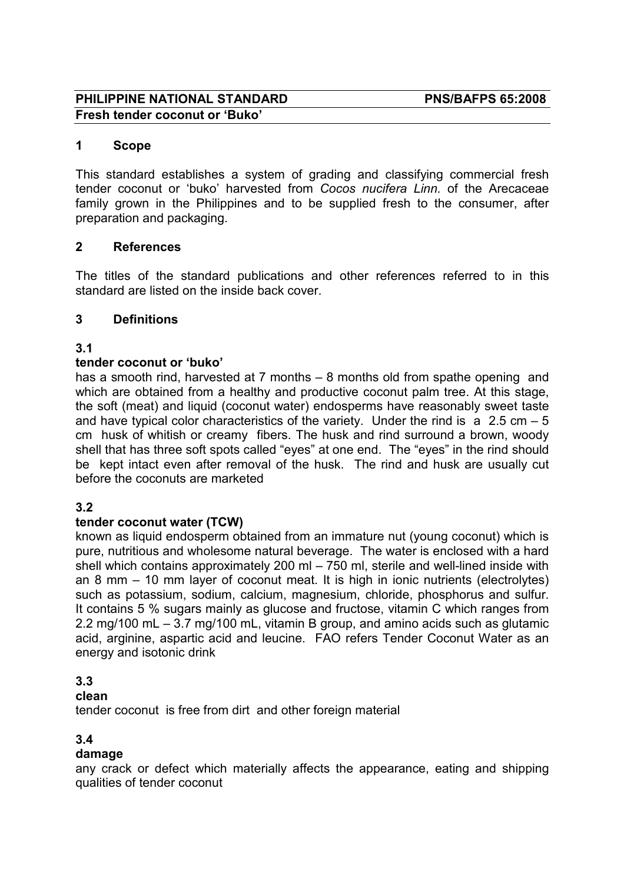**PHILIPPINE NATIONAL STANDARD** **PNS/BAFPS 65:2008**
**Fresh tender coconut or 'Buko'**

## 1 Scope

This standard establishes a system of grading and classifying commercial fresh tender coconut or 'buko' harvested from *Cocos nucifera Linn.* of the Arecaceae family grown in the Philippines and to be supplied fresh to the consumer, after preparation and packaging.

## 2 References

The titles of the standard publications and other references referred to in this standard are listed on the inside back cover.

## 3 Definitions

### 3.1

**tender coconut or 'buko'**
has a smooth rind, harvested at 7 months – 8 months old from spathe opening and which are obtained from a healthy and productive coconut palm tree. At this stage, the soft (meat) and liquid (coconut water) endosperms have reasonably sweet taste and have typical color characteristics of the variety. Under the rind is a 2.5 cm – 5 cm husk of whitish or creamy fibers. The husk and rind surround a brown, woody shell that has three soft spots called "eyes" at one end. The "eyes" in the rind should be kept intact even after removal of the husk. The rind and husk are usually cut before the coconuts are marketed

### 3.2

**tender coconut water (TCW)**
known as liquid endosperm obtained from an immature nut (young coconut) which is pure, nutritious and wholesome natural beverage. The water is enclosed with a hard shell which contains approximately 200 ml – 750 ml, sterile and well-lined inside with an 8 mm – 10 mm layer of coconut meat. It is high in ionic nutrients (electrolytes) such as potassium, sodium, calcium, magnesium, chloride, phosphorus and sulfur. It contains 5 % sugars mainly as glucose and fructose, vitamin C which ranges from 2.2 mg/100 mL – 3.7 mg/100 mL, vitamin B group, and amino acids such as glutamic acid, arginine, aspartic acid and leucine. FAO refers Tender Coconut Water as an energy and isotonic drink

### 3.3

**clean**
tender coconut is free from dirt and other foreign material

### 3.4

**damage**
any crack or defect which materially affects the appearance, eating and shipping qualities of tender coconut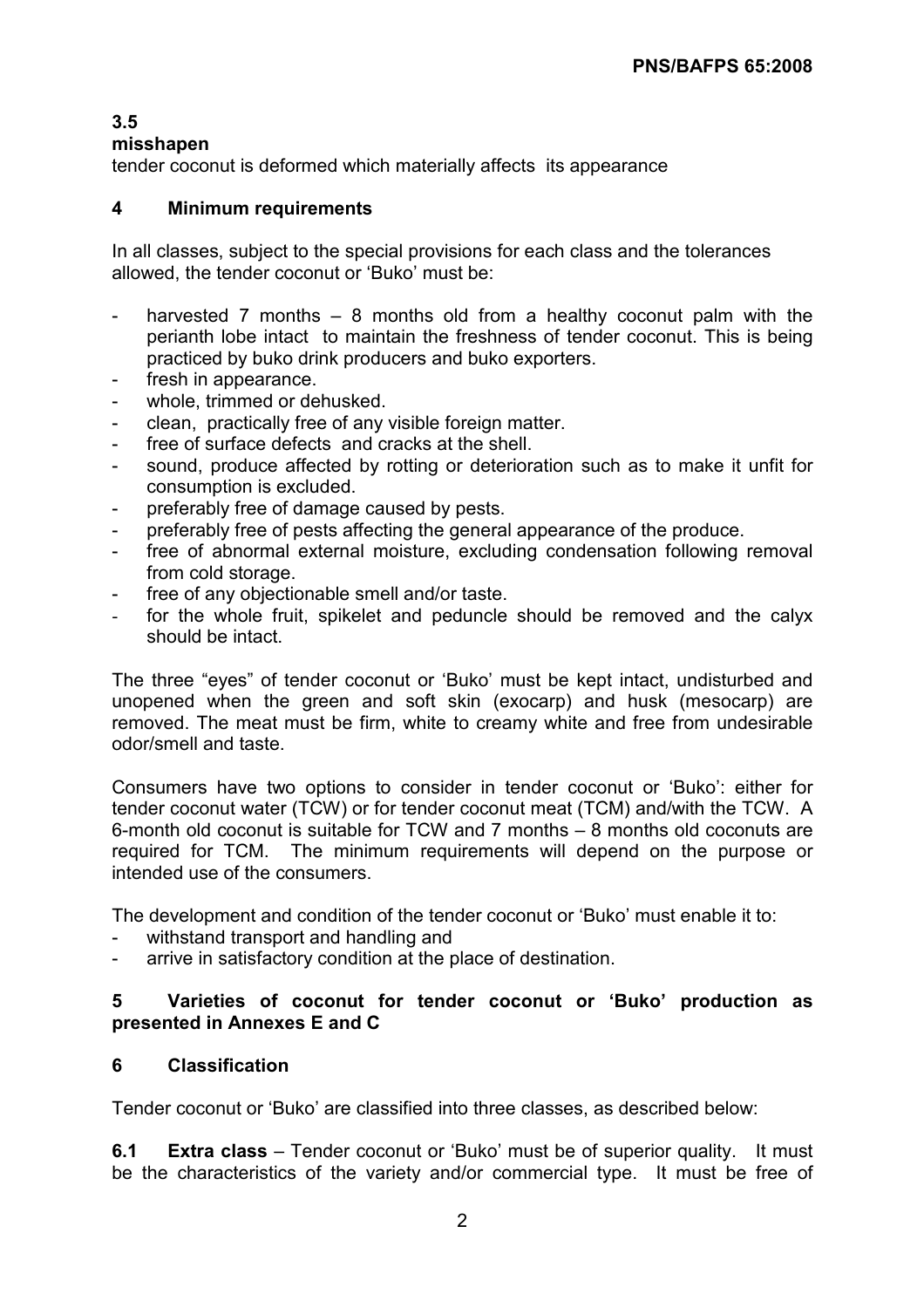### 3.5
**misshapen**
tender coconut is deformed which materially affects its appearance

## 4 Minimum requirements

In all classes, subject to the special provisions for each class and the tolerances allowed, the tender coconut or 'Buko' must be:

- harvested 7 months – 8 months old from a healthy coconut palm with the perianth lobe intact to maintain the freshness of tender coconut. This is being practiced by buko drink producers and buko exporters.
- fresh in appearance.
- whole, trimmed or dehusked.
- clean, practically free of any visible foreign matter.
- free of surface defects and cracks at the shell.
- sound, produce affected by rotting or deterioration such as to make it unfit for consumption is excluded.
- preferably free of damage caused by pests.
- preferably free of pests affecting the general appearance of the produce.
- free of abnormal external moisture, excluding condensation following removal from cold storage.
- free of any objectionable smell and/or taste.
- for the whole fruit, spikelet and peduncle should be removed and the calyx should be intact.

The three "eyes" of tender coconut or 'Buko' must be kept intact, undisturbed and unopened when the green and soft skin (exocarp) and husk (mesocarp) are removed. The meat must be firm, white to creamy white and free from undesirable odor/smell and taste.

Consumers have two options to consider in tender coconut or 'Buko': either for tender coconut water (TCW) or for tender coconut meat (TCM) and/with the TCW. A 6-month old coconut is suitable for TCW and 7 months – 8 months old coconuts are required for TCM. The minimum requirements will depend on the purpose or intended use of the consumers.

The development and condition of the tender coconut or 'Buko' must enable it to:

- withstand transport and handling and
- arrive in satisfactory condition at the place of destination.

## 5 Varieties of coconut for tender coconut or 'Buko' production as presented in Annexes E and C

## 6 Classification

Tender coconut or 'Buko' are classified into three classes, as described below:

**6.1 Extra class** – Tender coconut or 'Buko' must be of superior quality. It must be the characteristics of the variety and/or commercial type. It must be free of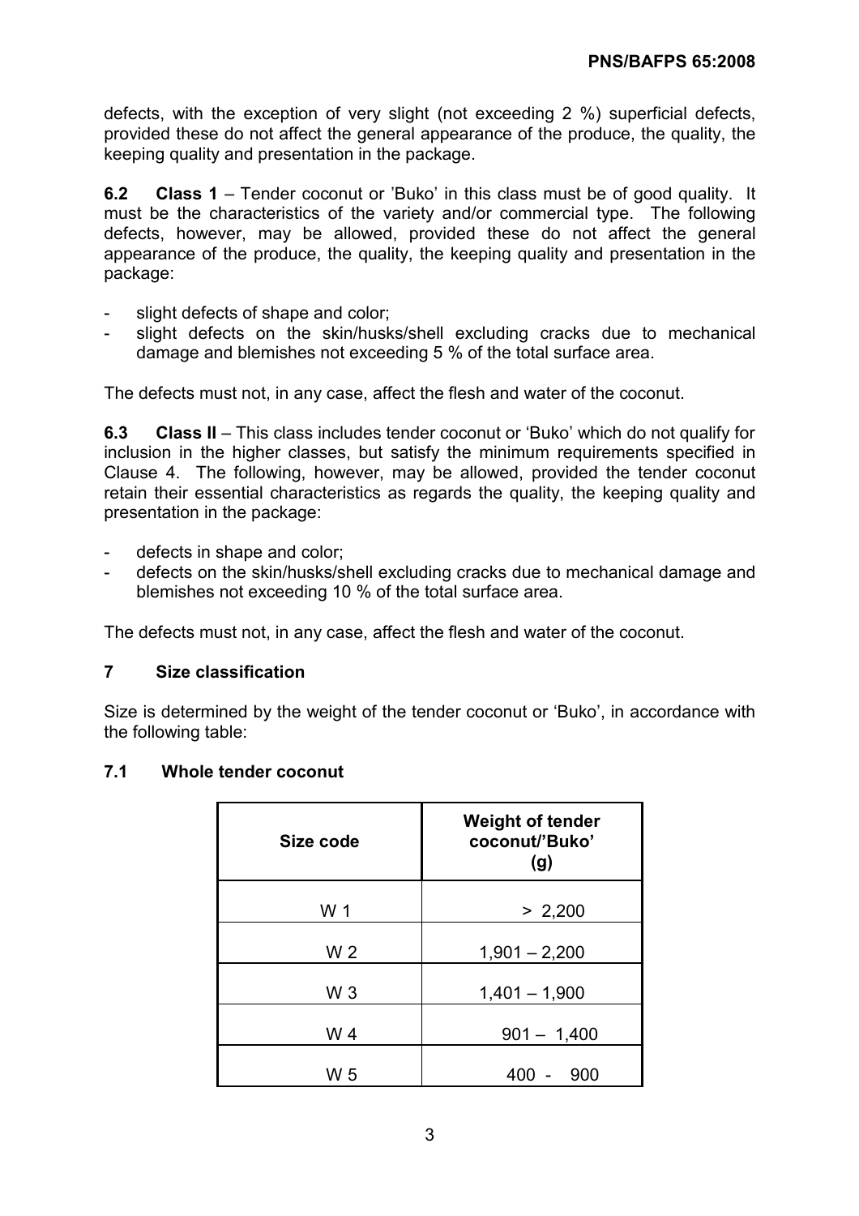defects, with the exception of very slight (not exceeding 2 %) superficial defects, provided these do not affect the general appearance of the produce, the quality, the keeping quality and presentation in the package.

**6.2 Class 1** – Tender coconut or 'Buko' in this class must be of good quality. It must be the characteristics of the variety and/or commercial type. The following defects, however, may be allowed, provided these do not affect the general appearance of the produce, the quality, the keeping quality and presentation in the package:

- slight defects of shape and color;
- slight defects on the skin/husks/shell excluding cracks due to mechanical damage and blemishes not exceeding 5 % of the total surface area.

The defects must not, in any case, affect the flesh and water of the coconut.

**6.3 Class II** – This class includes tender coconut or 'Buko' which do not qualify for inclusion in the higher classes, but satisfy the minimum requirements specified in Clause 4. The following, however, may be allowed, provided the tender coconut retain their essential characteristics as regards the quality, the keeping quality and presentation in the package:

- defects in shape and color;
- defects on the skin/husks/shell excluding cracks due to mechanical damage and blemishes not exceeding 10 % of the total surface area.

The defects must not, in any case, affect the flesh and water of the coconut.

## 7 Size classification

Size is determined by the weight of the tender coconut or 'Buko', in accordance with the following table:

### 7.1 Whole tender coconut

| Size code | Weight of tender coconut/'Buko' (g) |
|---|---|
| W 1 | > 2,200 |
| W 2 | 1,901 – 2,200 |
| W 3 | 1,401 – 1,900 |
| W 4 | 901 – 1,400 |
| W 5 | 400 - 900 |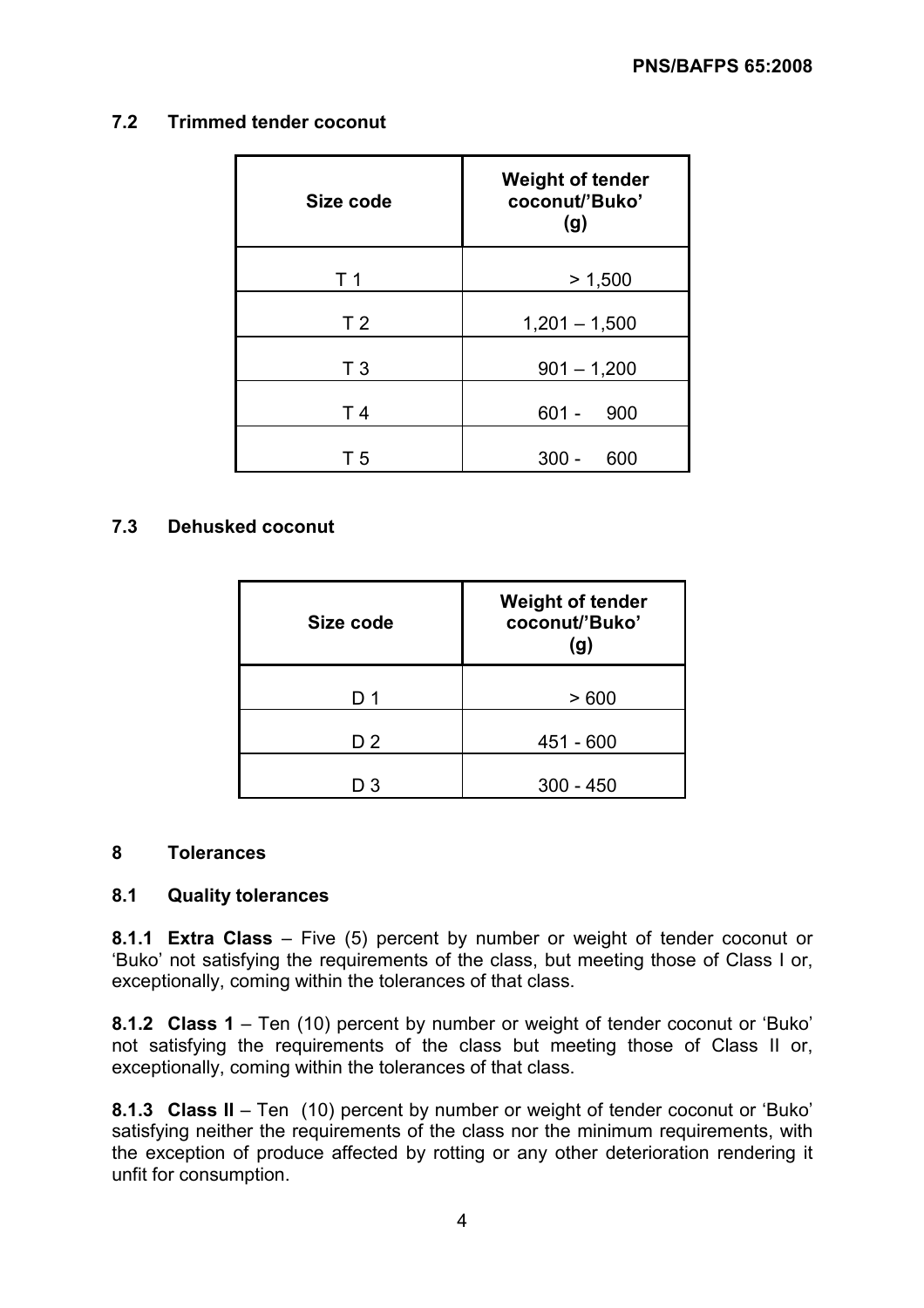### 7.2 Trimmed tender coconut

| Size code | Weight of tender coconut/'Buko' (g) |
|---|---|
| T 1 | > 1,500 |
| T 2 | 1,201 – 1,500 |
| T 3 | 901 – 1,200 |
| T 4 | 601 - 900 |
| T 5 | 300 - 600 |

### 7.3 Dehusked coconut

| Size code | Weight of tender coconut/'Buko' (g) |
|---|---|
| D 1 | > 600 |
| D 2 | 451 - 600 |
| D 3 | 300 - 450 |

## 8 Tolerances

### 8.1 Quality tolerances

**8.1.1 Extra Class** – Five (5) percent by number or weight of tender coconut or 'Buko' not satisfying the requirements of the class, but meeting those of Class I or, exceptionally, coming within the tolerances of that class.

**8.1.2 Class 1** – Ten (10) percent by number or weight of tender coconut or 'Buko' not satisfying the requirements of the class but meeting those of Class II or, exceptionally, coming within the tolerances of that class.

**8.1.3 Class II** – Ten (10) percent by number or weight of tender coconut or 'Buko' satisfying neither the requirements of the class nor the minimum requirements, with the exception of produce affected by rotting or any other deterioration rendering it unfit for consumption.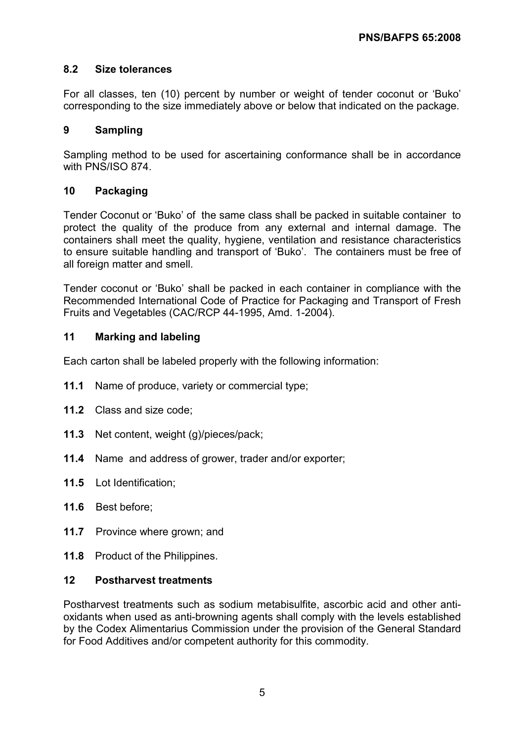### 8.2 Size tolerances

For all classes, ten (10) percent by number or weight of tender coconut or 'Buko' corresponding to the size immediately above or below that indicated on the package.

## 9 Sampling

Sampling method to be used for ascertaining conformance shall be in accordance with PNS/ISO 874.

## 10 Packaging

Tender Coconut or 'Buko' of the same class shall be packed in suitable container to protect the quality of the produce from any external and internal damage. The containers shall meet the quality, hygiene, ventilation and resistance characteristics to ensure suitable handling and transport of 'Buko'. The containers must be free of all foreign matter and smell.

Tender coconut or 'Buko' shall be packed in each container in compliance with the Recommended International Code of Practice for Packaging and Transport of Fresh Fruits and Vegetables (CAC/RCP 44-1995, Amd. 1-2004).

## 11 Marking and labeling

Each carton shall be labeled properly with the following information:

**11.1** Name of produce, variety or commercial type;

**11.2** Class and size code;

**11.3** Net content, weight (g)/pieces/pack;

**11.4** Name and address of grower, trader and/or exporter;

**11.5** Lot Identification;

**11.6** Best before;

**11.7** Province where grown; and

**11.8** Product of the Philippines.

## 12 Postharvest treatments

Postharvest treatments such as sodium metabisulfite, ascorbic acid and other anti-oxidants when used as anti-browning agents shall comply with the levels established by the Codex Alimentarius Commission under the provision of the General Standard for Food Additives and/or competent authority for this commodity.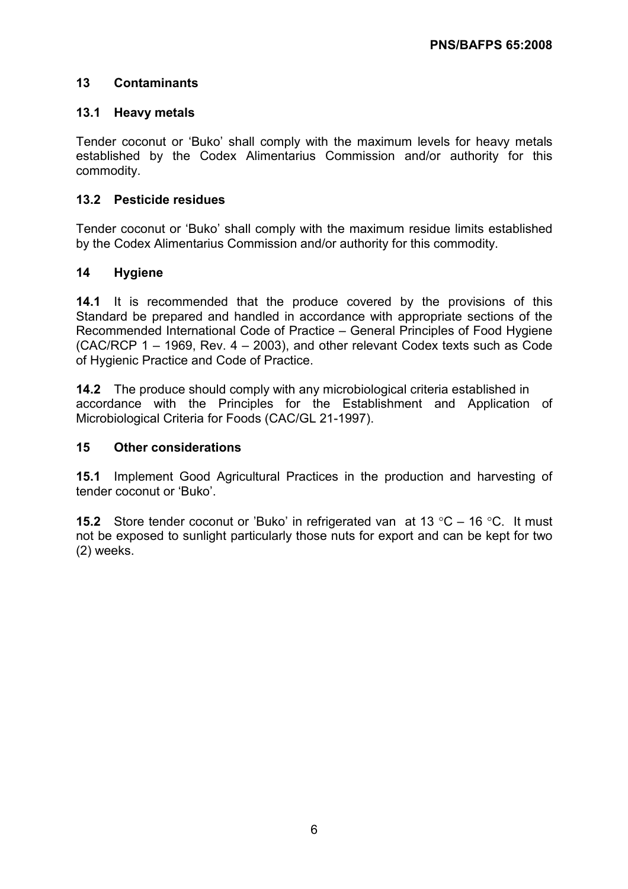## 13 Contaminants

### 13.1 Heavy metals

Tender coconut or 'Buko' shall comply with the maximum levels for heavy metals established by the Codex Alimentarius Commission and/or authority for this commodity.

### 13.2 Pesticide residues

Tender coconut or 'Buko' shall comply with the maximum residue limits established by the Codex Alimentarius Commission and/or authority for this commodity.

## 14 Hygiene

**14.1** It is recommended that the produce covered by the provisions of this Standard be prepared and handled in accordance with appropriate sections of the Recommended International Code of Practice – General Principles of Food Hygiene (CAC/RCP 1 – 1969, Rev. 4 – 2003), and other relevant Codex texts such as Code of Hygienic Practice and Code of Practice.

**14.2** The produce should comply with any microbiological criteria established in accordance with the Principles for the Establishment and Application of Microbiological Criteria for Foods (CAC/GL 21-1997).

## 15 Other considerations

**15.1** Implement Good Agricultural Practices in the production and harvesting of tender coconut or 'Buko'.

**15.2** Store tender coconut or 'Buko' in refrigerated van at 13 °C – 16 °C. It must not be exposed to sunlight particularly those nuts for export and can be kept for two (2) weeks.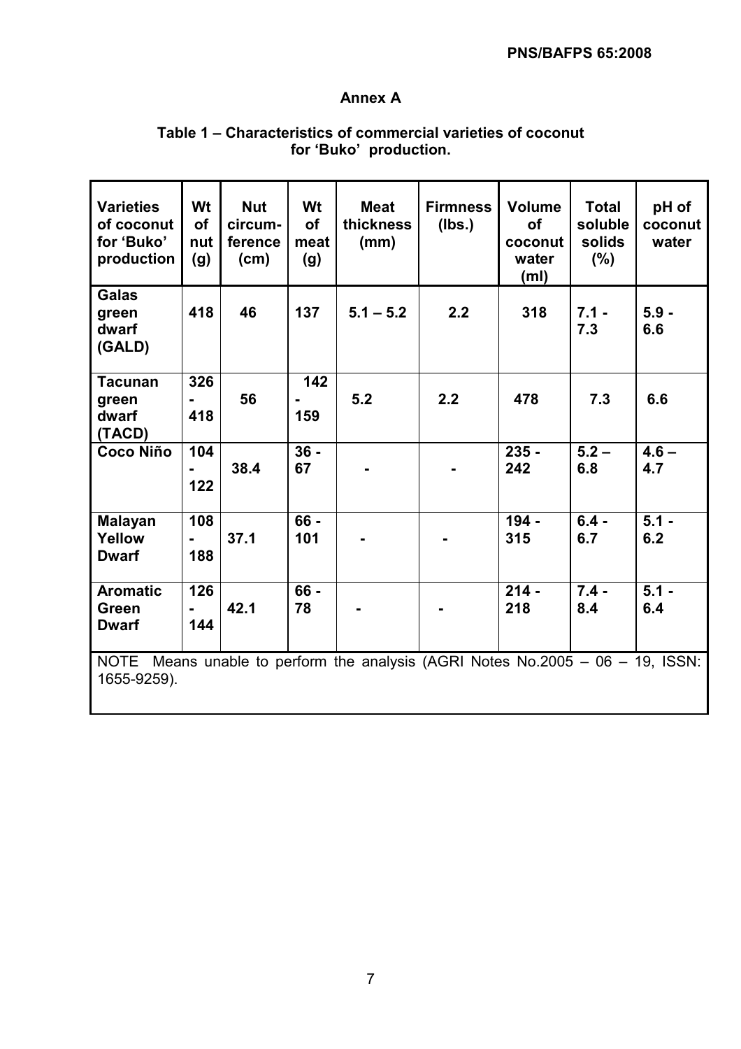## Annex A

### Table 1 – Characteristics of commercial varieties of coconut for 'Buko' production.

| Varieties of coconut for 'Buko' production | Wt of nut (g) | Nut circum-ference (cm) | Wt of meat (g) | Meat thickness (mm) | Firmness (lbs.) | Volume of coconut water (ml) | Total soluble solids (%) | pH of coconut water |
|---|---|---|---|---|---|---|---|---|
| **Galas green dwarf (GALD)** | **418** | **46** | **137** | **5.1 – 5.2** | **2.2** | **318** | **7.1 - 7.3** | **5.9 - 6.6** |
| **Tacunan green dwarf (TACD)** | **326 - 418** | **56** | **142 - 159** | **5.2** | **2.2** | **478** | **7.3** | **6.6** |
| **Coco Niño** | **104 - 122** | **38.4** | **36 - 67** | **-** | **-** | **235 - 242** | **5.2 – 6.8** | **4.6 – 4.7** |
| **Malayan Yellow Dwarf** | **108 - 188** | **37.1** | **66 - 101** | **-** | **-** | **194 - 315** | **6.4 - 6.7** | **5.1 - 6.2** |
| **Aromatic Green Dwarf** | **126 - 144** | **42.1** | **66 - 78** | **-** | **-** | **214 - 218** | **7.4 - 8.4** | **5.1 - 6.4** |

NOTE Means unable to perform the analysis (AGRI Notes No.2005 – 06 – 19, ISSN: 1655-9259).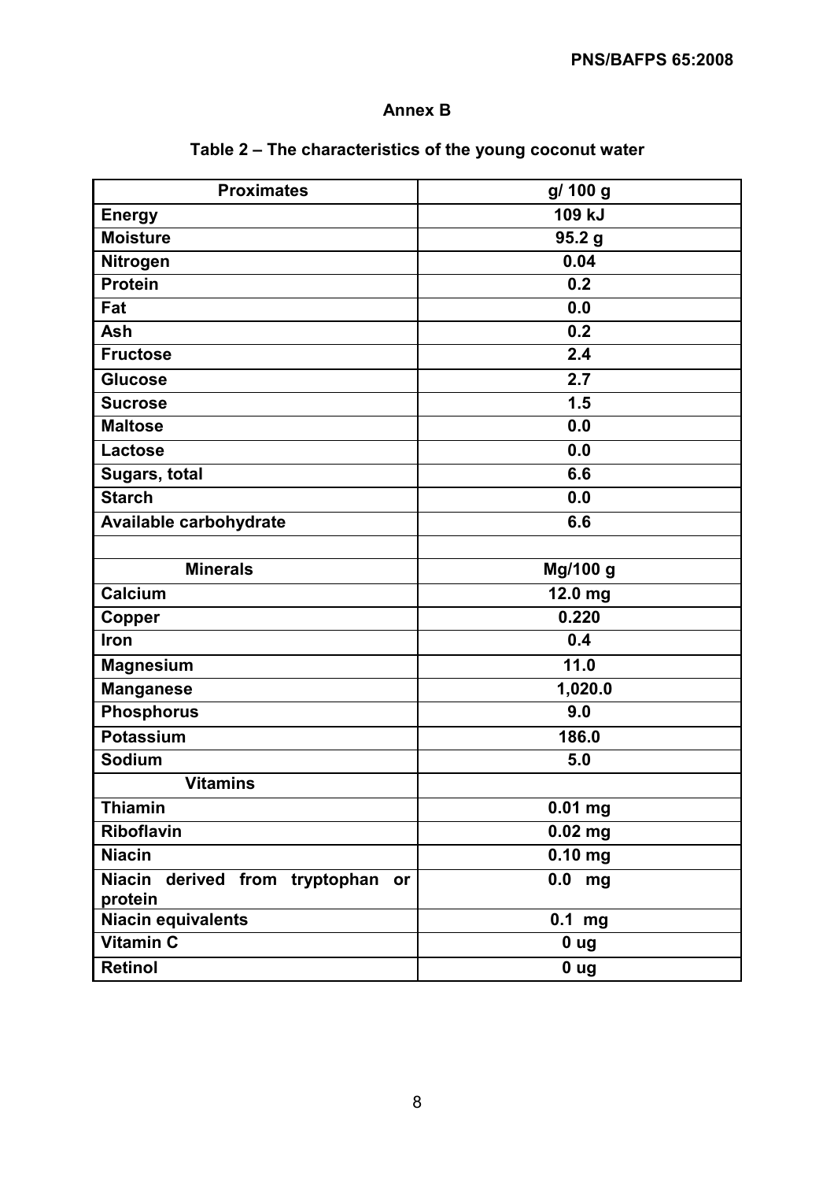## Annex B

### Table 2 – The characteristics of the young coconut water

| Proximates | g/ 100 g |
|---|---|
| Energy | 109 kJ |
| Moisture | 95.2 g |
| Nitrogen | 0.04 |
| Protein | 0.2 |
| Fat | 0.0 |
| Ash | 0.2 |
| Fructose | 2.4 |
| Glucose | 2.7 |
| Sucrose | 1.5 |
| Maltose | 0.0 |
| Lactose | 0.0 |
| Sugars, total | 6.6 |
| Starch | 0.0 |
| Available carbohydrate | 6.6 |
| | |
| **Minerals** | **Mg/100 g** |
| Calcium | 12.0 mg |
| Copper | 0.220 |
| Iron | 0.4 |
| Magnesium | 11.0 |
| Manganese | 1,020.0 |
| Phosphorus | 9.0 |
| Potassium | 186.0 |
| Sodium | 5.0 |
| **Vitamins** | |
| Thiamin | 0.01 mg |
| Riboflavin | 0.02 mg |
| Niacin | 0.10 mg |
| Niacin derived from tryptophan or protein | 0.0 mg |
| Niacin equivalents | 0.1 mg |
| Vitamin C | 0 ug |
| Retinol | 0 ug |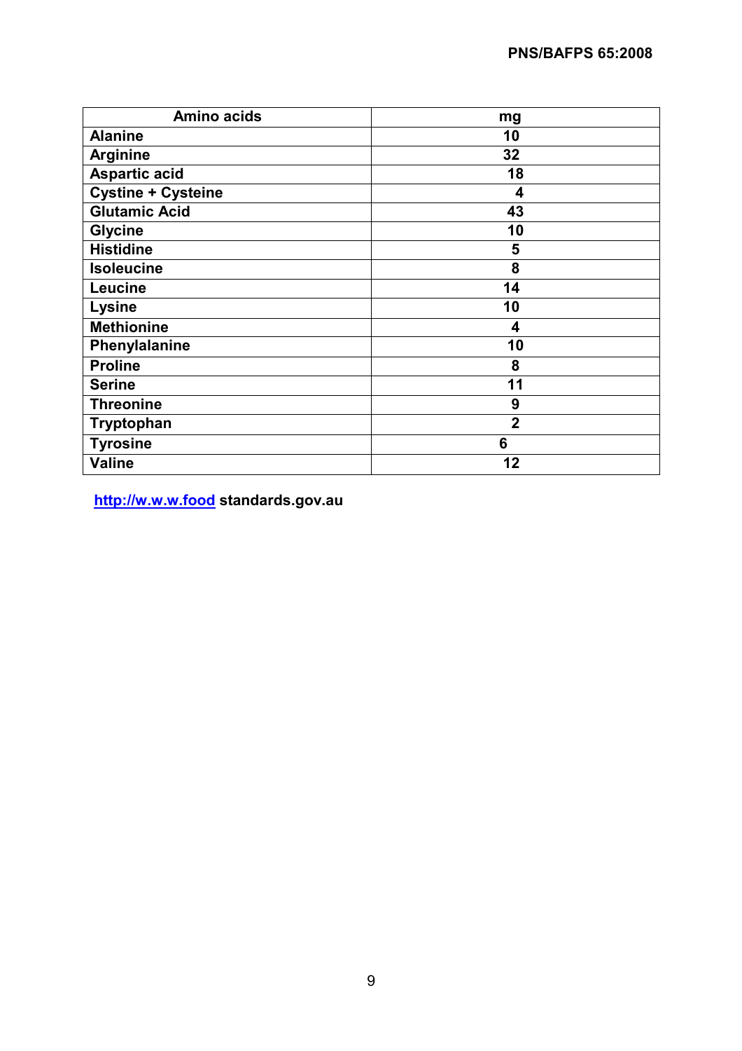| Amino acids | mg |
| --- | --- |
| Alanine | 10 |
| Arginine | 32 |
| Aspartic acid | 18 |
| Cystine + Cysteine | 4 |
| Glutamic Acid | 43 |
| Glycine | 10 |
| Histidine | 5 |
| Isoleucine | 8 |
| Leucine | 14 |
| Lysine | 10 |
| Methionine | 4 |
| Phenylalanine | 10 |
| Proline | 8 |
| Serine | 11 |
| Threonine | 9 |
| Tryptophan | 2 |
| Tyrosine | 6 |
| Valine | 12 |

**http://w.w.w.food standards.gov.au**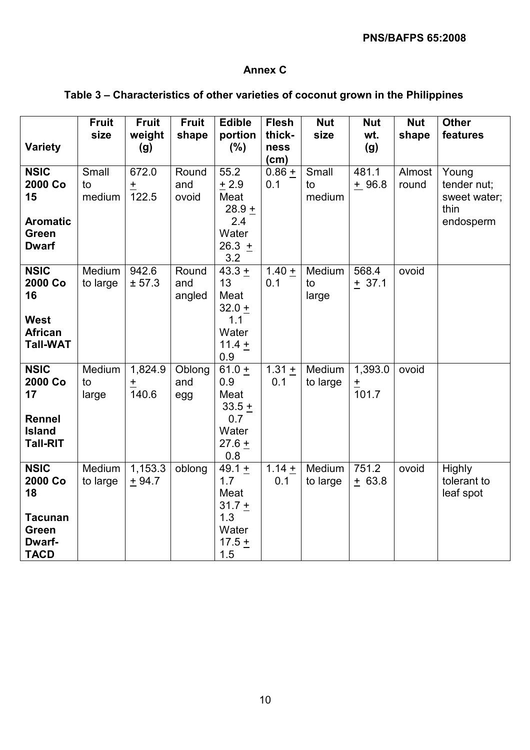## Annex C

### Table 3 – Characteristics of other varieties of coconut grown in the Philippines

| Variety | Fruit size | Fruit weight (g) | Fruit shape | Edible portion (%) | Flesh thick-ness (cm) | Nut size | Nut wt. (g) | Nut shape | Other features |
|---|---|---|---|---|---|---|---|---|---|
| **NSIC 2000 Co 15** **Aromatic Green Dwarf** | Small to medium | 672.0 ± 122.5 | Round and ovoid | 55.2 ± 2.9 Meat 28.9 ± 2.4 Water 26.3 ± 3.2 | 0.86 ± 0.1 | Small to medium | 481.1 ± 96.8 | Almost round | Young tender nut; sweet water; thin endosperm |
| **NSIC 2000 Co 16** **West African Tall-WAT** | Medium to large | 942.6 ± 57.3 | Round and angled | 43.3 ± 13 Meat 32.0 ± 1.1 Water 11.4 ± 0.9 | 1.40 ± 0.1 | Medium to large | 568.4 ± 37.1 | ovoid | |
| **NSIC 2000 Co 17** **Rennel Island Tall-RIT** | Medium to large | 1,824.9 ± 140.6 | Oblong and egg | 61.0 ± 0.9 Meat 33.5 ± 0.7 Water 27.6 ± 0.8 | 1.31 ± 0.1 | Medium to large | 1,393.0 ± 101.7 | ovoid | |
| **NSIC 2000 Co 18** **Tacunan Green Dwarf-TACD** | Medium to large | 1,153.3 ± 94.7 | oblong | 49.1 ± 1.7 Meat 31.7 ± 1.3 Water 17.5 ± 1.5 | 1.14 ± 0.1 | Medium to large | 751.2 ± 63.8 | ovoid | Highly tolerant to leaf spot |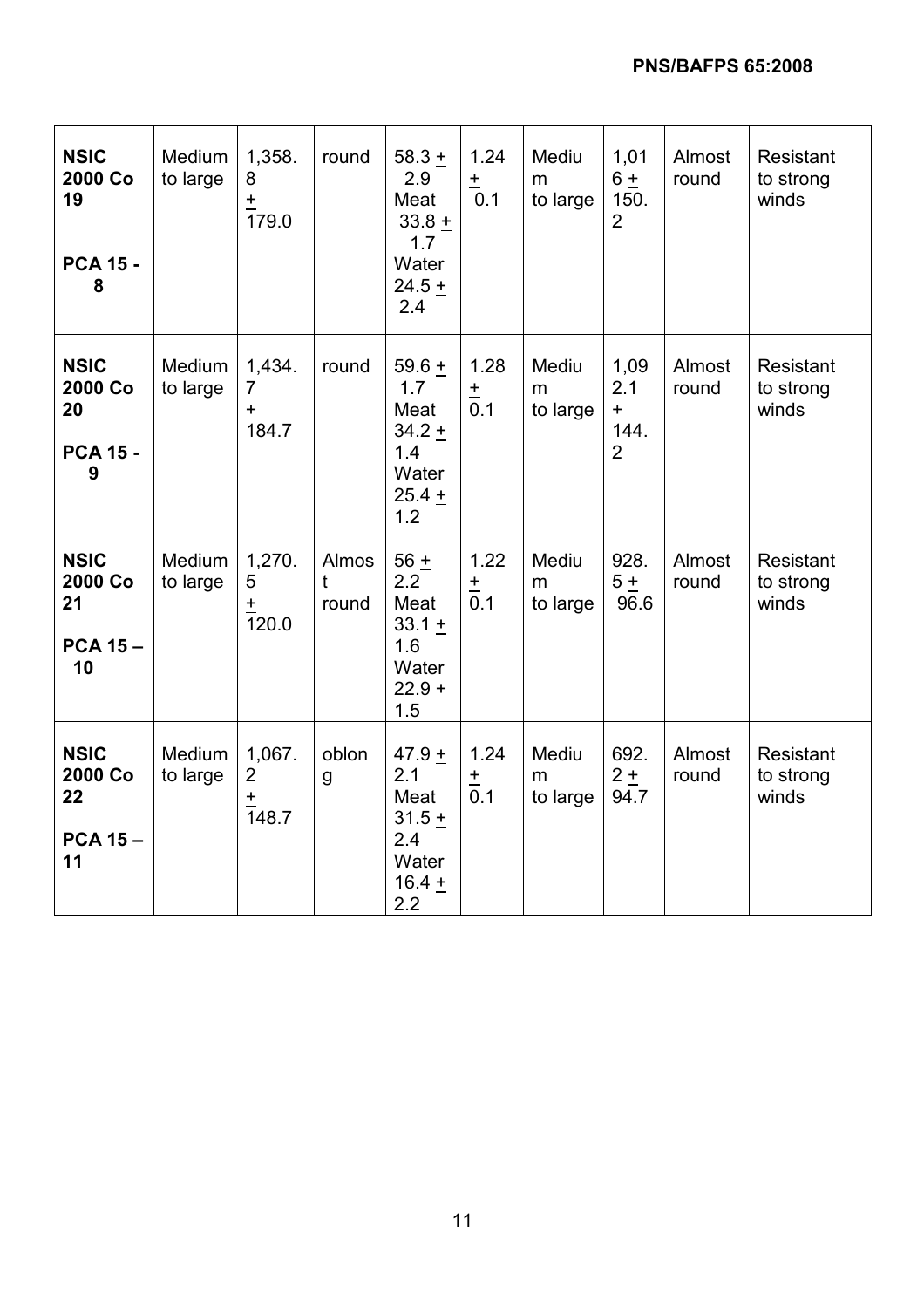| **NSIC 2000 Co 19 PCA 15 - 8** | Medium to large | 1,358.8 + 179.0 | round | 58.3 + 2.9 Meat 33.8 + 1.7 Water 24.5 + 2.4 | 1.24 + 0.1 | Medium to large | 1,016 + 150.2 | Almost round | Resistant to strong winds |
|---|---|---|---|---|---|---|---|---|---|
| **NSIC 2000 Co 20 PCA 15 - 9** | Medium to large | 1,434.7 + 184.7 | round | 59.6 + 1.7 Meat 34.2 + 1.4 Water 25.4 + 1.2 | 1.28 + 0.1 | Medium to large | 1,092.1 + 144.2 | Almost round | Resistant to strong winds |
| **NSIC 2000 Co 21 PCA 15 – 10** | Medium to large | 1,270.5 + 120.0 | Almost round | 56 + 2.2 Meat 33.1 + 1.6 Water 22.9 + 1.5 | 1.22 + 0.1 | Medium to large | 928.5 + 96.6 | Almost round | Resistant to strong winds |
| **NSIC 2000 Co 22 PCA 15 – 11** | Medium to large | 1,067.2 + 148.7 | oblong | 47.9 + 2.1 Meat 31.5 + 2.4 Water 16.4 + 2.2 | 1.24 + 0.1 | Medium to large | 692.2 + 94.7 | Almost round | Resistant to strong winds |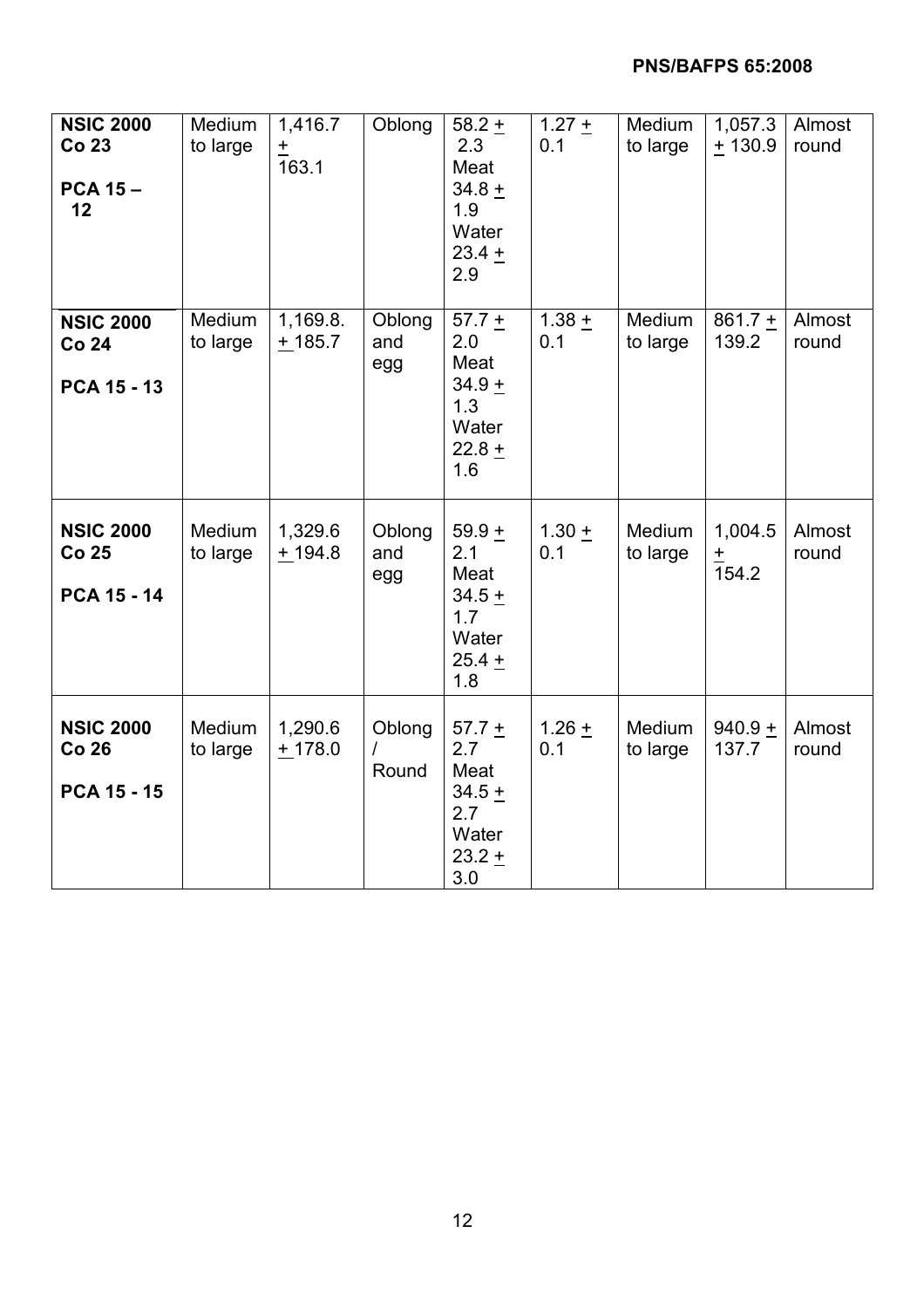| | | | | | | | | |
|---|---|---|---|---|---|---|---|---|
| **NSIC 2000 Co 23** **PCA 15 – 12** | Medium to large | 1,416.7 ± 163.1 | Oblong | 58.2 ± 2.3 Meat 34.8 ± 1.9 Water 23.4 ± 2.9 | 1.27 ± 0.1 | Medium to large | 1,057.3 ± 130.9 | Almost round |
| **NSIC 2000 Co 24** **PCA 15 - 13** | Medium to large | 1,169.8. ± 185.7 | Oblong and egg | 57.7 ± 2.0 Meat 34.9 ± 1.3 Water 22.8 ± 1.6 | 1.38 ± 0.1 | Medium to large | 861.7 ± 139.2 | Almost round |
| **NSIC 2000 Co 25** **PCA 15 - 14** | Medium to large | 1,329.6 ± 194.8 | Oblong and egg | 59.9 ± 2.1 Meat 34.5 ± 1.7 Water 25.4 ± 1.8 | 1.30 ± 0.1 | Medium to large | 1,004.5 ± 154.2 | Almost round |
| **NSIC 2000 Co 26** **PCA 15 - 15** | Medium to large | 1,290.6 ± 178.0 | Oblong / Round | 57.7 ± 2.7 Meat 34.5 ± 2.7 Water 23.2 ± 3.0 | 1.26 ± 0.1 | Medium to large | 940.9 ± 137.7 | Almost round |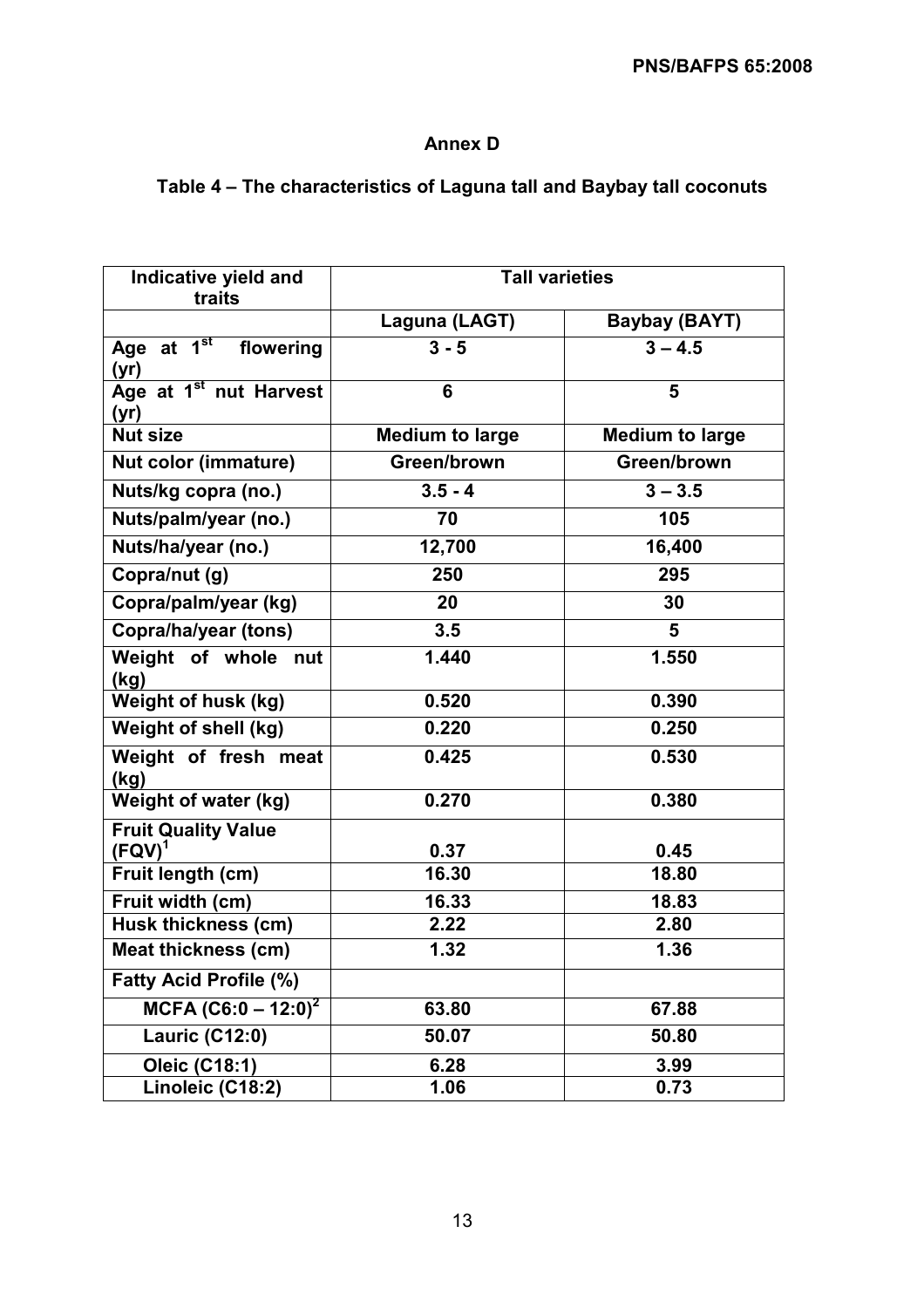# Annex D

## Table 4 – The characteristics of Laguna tall and Baybay tall coconuts

| Indicative yield and traits | Tall varieties | |
|---|---|---|
| | Laguna (LAGT) | Baybay (BAYT) |
| Age at 1st flowering (yr) | 3 - 5 | 3 – 4.5 |
| Age at 1st nut Harvest (yr) | 6 | 5 |
| Nut size | Medium to large | Medium to large |
| Nut color (immature) | Green/brown | Green/brown |
| Nuts/kg copra (no.) | 3.5 - 4 | 3 – 3.5 |
| Nuts/palm/year (no.) | 70 | 105 |
| Nuts/ha/year (no.) | 12,700 | 16,400 |
| Copra/nut (g) | 250 | 295 |
| Copra/palm/year (kg) | 20 | 30 |
| Copra/ha/year (tons) | 3.5 | 5 |
| Weight of whole nut (kg) | 1.440 | 1.550 |
| Weight of husk (kg) | 0.520 | 0.390 |
| Weight of shell (kg) | 0.220 | 0.250 |
| Weight of fresh meat (kg) | 0.425 | 0.530 |
| Weight of water (kg) | 0.270 | 0.380 |
| Fruit Quality Value (FQV)[1] | 0.37 | 0.45 |
| Fruit length (cm) | 16.30 | 18.80 |
| Fruit width (cm) | 16.33 | 18.83 |
| Husk thickness (cm) | 2.22 | 2.80 |
| Meat thickness (cm) | 1.32 | 1.36 |
| Fatty Acid Profile (%) | | |
| MCFA (C6:0 – 12:0)[2] | 63.80 | 67.88 |
| Lauric (C12:0) | 50.07 | 50.80 |
| Oleic (C18:1) | 6.28 | 3.99 |
| Linoleic (C18:2) | 1.06 | 0.73 |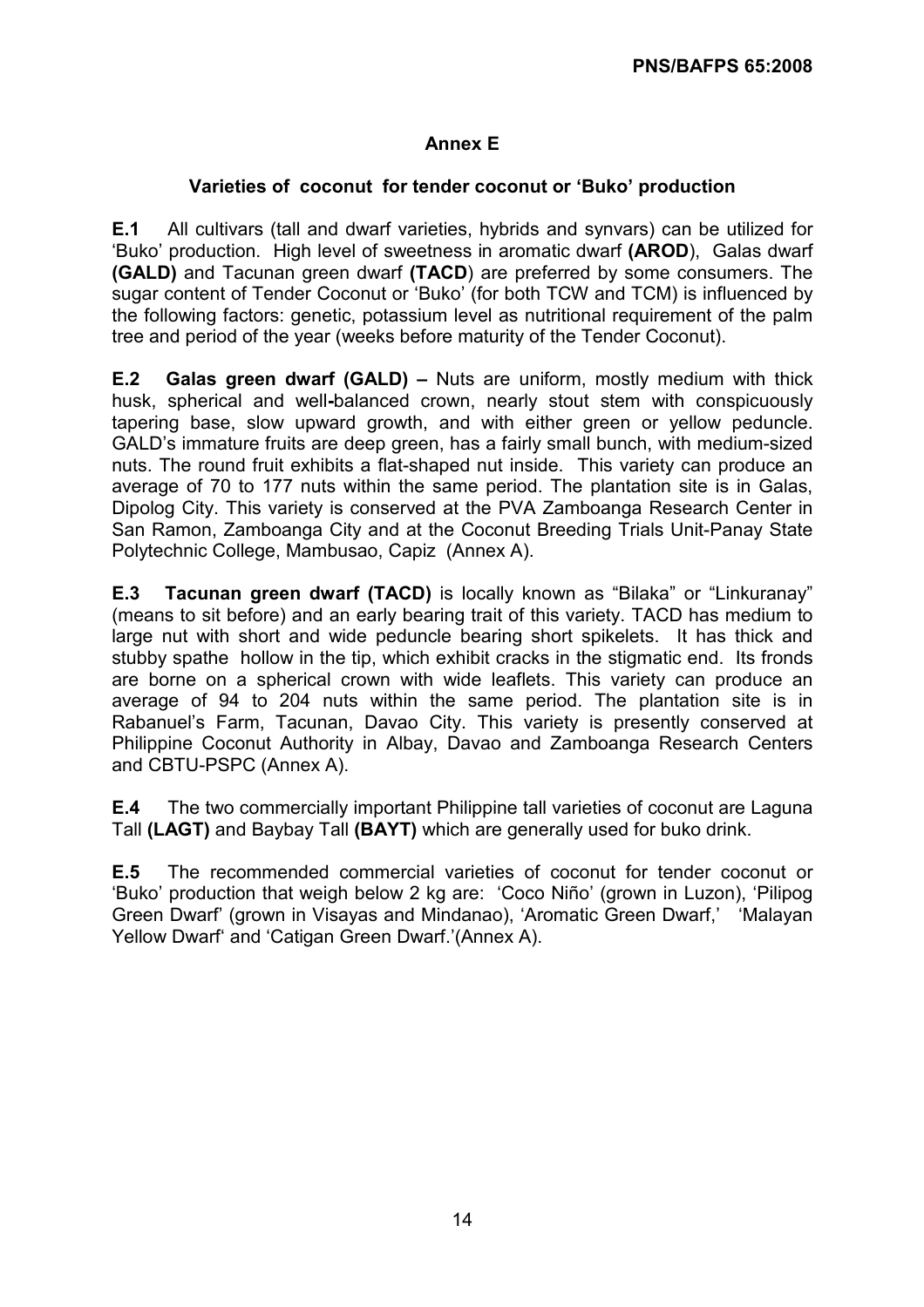## Annex E

### Varieties of coconut for tender coconut or 'Buko' production

**E.1** All cultivars (tall and dwarf varieties, hybrids and synvars) can be utilized for 'Buko' production. High level of sweetness in aromatic dwarf **(AROD)**, Galas dwarf **(GALD)** and Tacunan green dwarf **(TACD)** are preferred by some consumers. The sugar content of Tender Coconut or 'Buko' (for both TCW and TCM) is influenced by the following factors: genetic, potassium level as nutritional requirement of the palm tree and period of the year (weeks before maturity of the Tender Coconut).

**E.2 Galas green dwarf (GALD) –** Nuts are uniform, mostly medium with thick husk, spherical and well-balanced crown, nearly stout stem with conspicuously tapering base, slow upward growth, and with either green or yellow peduncle. GALD's immature fruits are deep green, has a fairly small bunch, with medium-sized nuts. The round fruit exhibits a flat-shaped nut inside. This variety can produce an average of 70 to 177 nuts within the same period. The plantation site is in Galas, Dipolog City. This variety is conserved at the PVA Zamboanga Research Center in San Ramon, Zamboanga City and at the Coconut Breeding Trials Unit-Panay State Polytechnic College, Mambusao, Capiz (Annex A).

**E.3 Tacunan green dwarf (TACD)** is locally known as "Bilaka" or "Linkuranay" (means to sit before) and an early bearing trait of this variety. TACD has medium to large nut with short and wide peduncle bearing short spikelets. It has thick and stubby spathe hollow in the tip, which exhibit cracks in the stigmatic end. Its fronds are borne on a spherical crown with wide leaflets. This variety can produce an average of 94 to 204 nuts within the same period. The plantation site is in Rabanuel's Farm, Tacunan, Davao City. This variety is presently conserved at Philippine Coconut Authority in Albay, Davao and Zamboanga Research Centers and CBTU-PSPC (Annex A).

**E.4** The two commercially important Philippine tall varieties of coconut are Laguna Tall **(LAGT)** and Baybay Tall **(BAYT)** which are generally used for buko drink.

**E.5** The recommended commercial varieties of coconut for tender coconut or 'Buko' production that weigh below 2 kg are: 'Coco Niño' (grown in Luzon), 'Pilipog Green Dwarf' (grown in Visayas and Mindanao), 'Aromatic Green Dwarf,' 'Malayan Yellow Dwarf' and 'Catigan Green Dwarf.'(Annex A).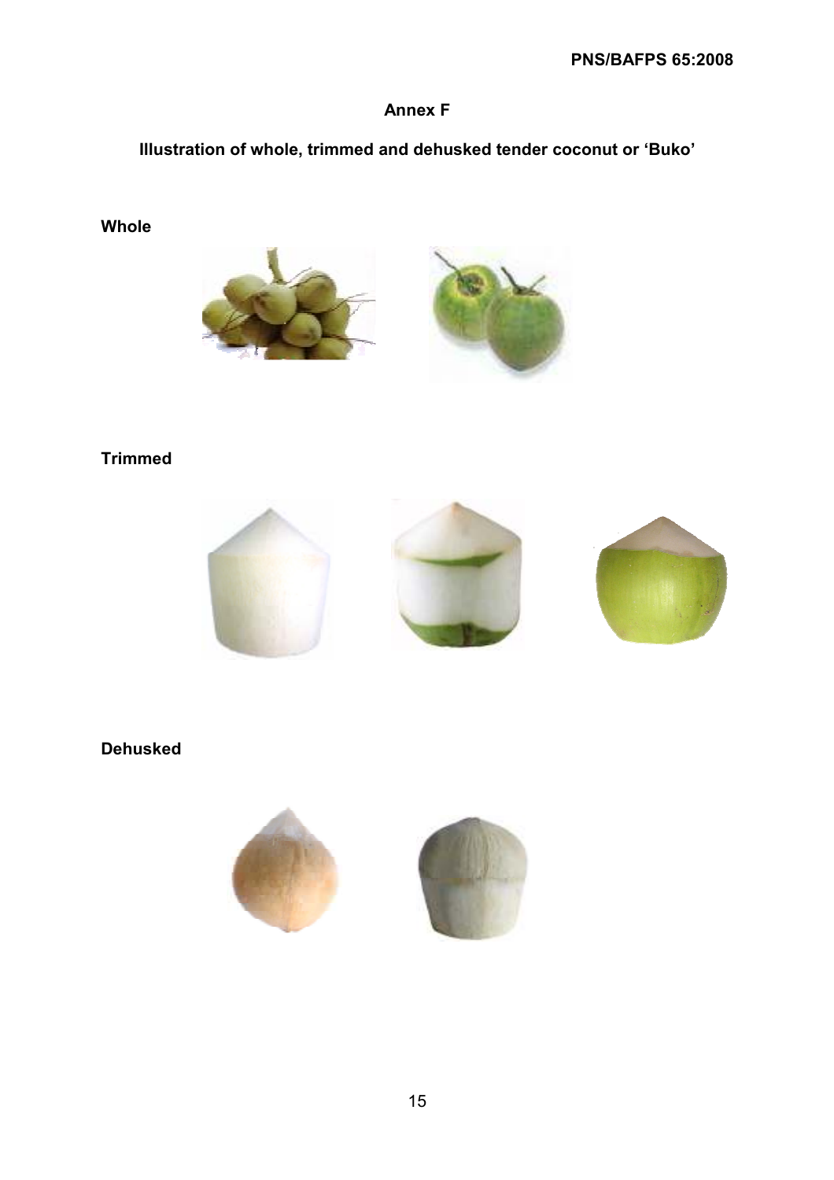## Annex F

### Illustration of whole, trimmed and dehusked tender coconut or 'Buko'

**Whole**

**Trimmed**

**Dehusked**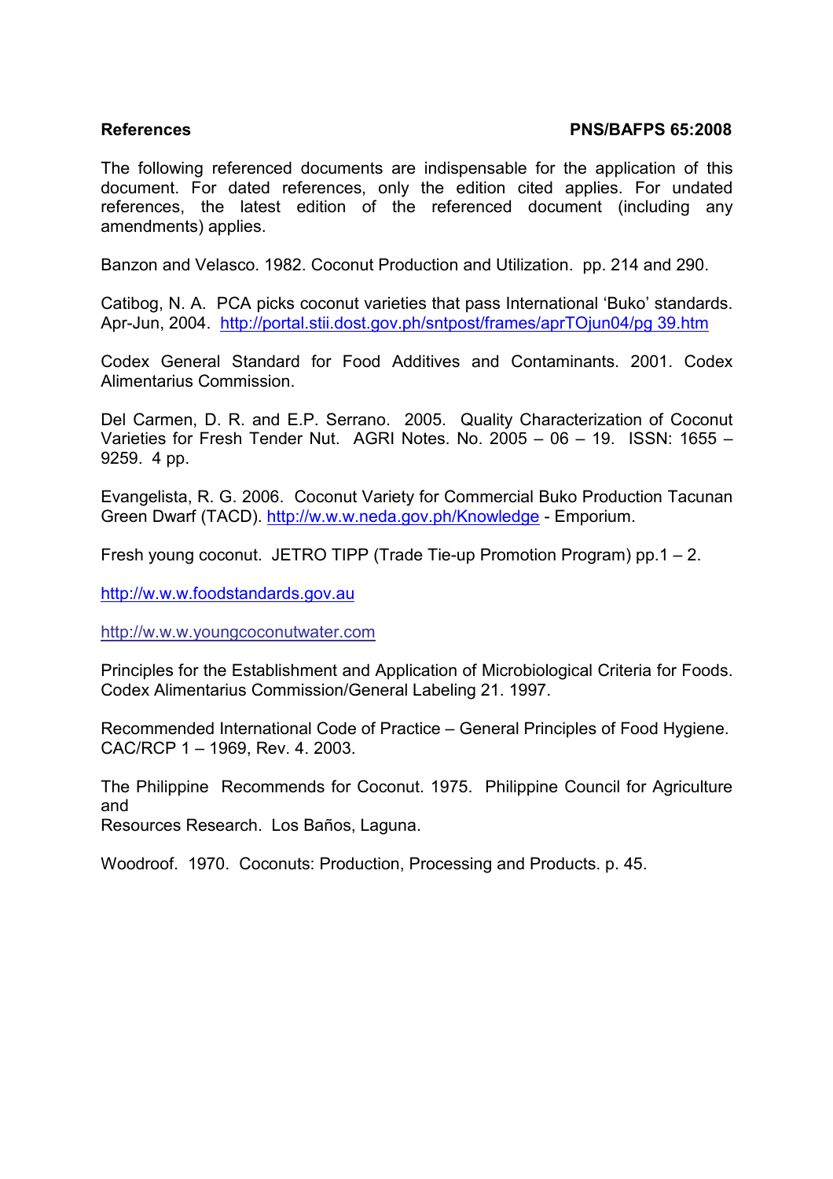## References

The following referenced documents are indispensable for the application of this document. For dated references, only the edition cited applies. For undated references, the latest edition of the referenced document (including any amendments) applies.

Banzon and Velasco. 1982. Coconut Production and Utilization. pp. 214 and 290.

Catibog, N. A. PCA picks coconut varieties that pass International 'Buko' standards. Apr-Jun, 2004. http://portal.stii.dost.gov.ph/sntpost/frames/aprTOjun04/pg 39.htm

Codex General Standard for Food Additives and Contaminants. 2001. Codex Alimentarius Commission.

Del Carmen, D. R. and E.P. Serrano. 2005. Quality Characterization of Coconut Varieties for Fresh Tender Nut. AGRI Notes. No. 2005 – 06 – 19. ISSN: 1655 – 9259. 4 pp.

Evangelista, R. G. 2006. Coconut Variety for Commercial Buko Production Tacunan Green Dwarf (TACD). http://w.w.w.neda.gov.ph/Knowledge - Emporium.

Fresh young coconut. JETRO TIPP (Trade Tie-up Promotion Program) pp.1 – 2.

http://w.w.w.foodstandards.gov.au

http://w.w.w.youngcoconutwater.com

Principles for the Establishment and Application of Microbiological Criteria for Foods. Codex Alimentarius Commission/General Labeling 21. 1997.

Recommended International Code of Practice – General Principles of Food Hygiene. CAC/RCP 1 – 1969, Rev. 4. 2003.

The Philippine Recommends for Coconut. 1975. Philippine Council for Agriculture and Resources Research. Los Baños, Laguna.

Woodroof. 1970. Coconuts: Production, Processing and Products. p. 45.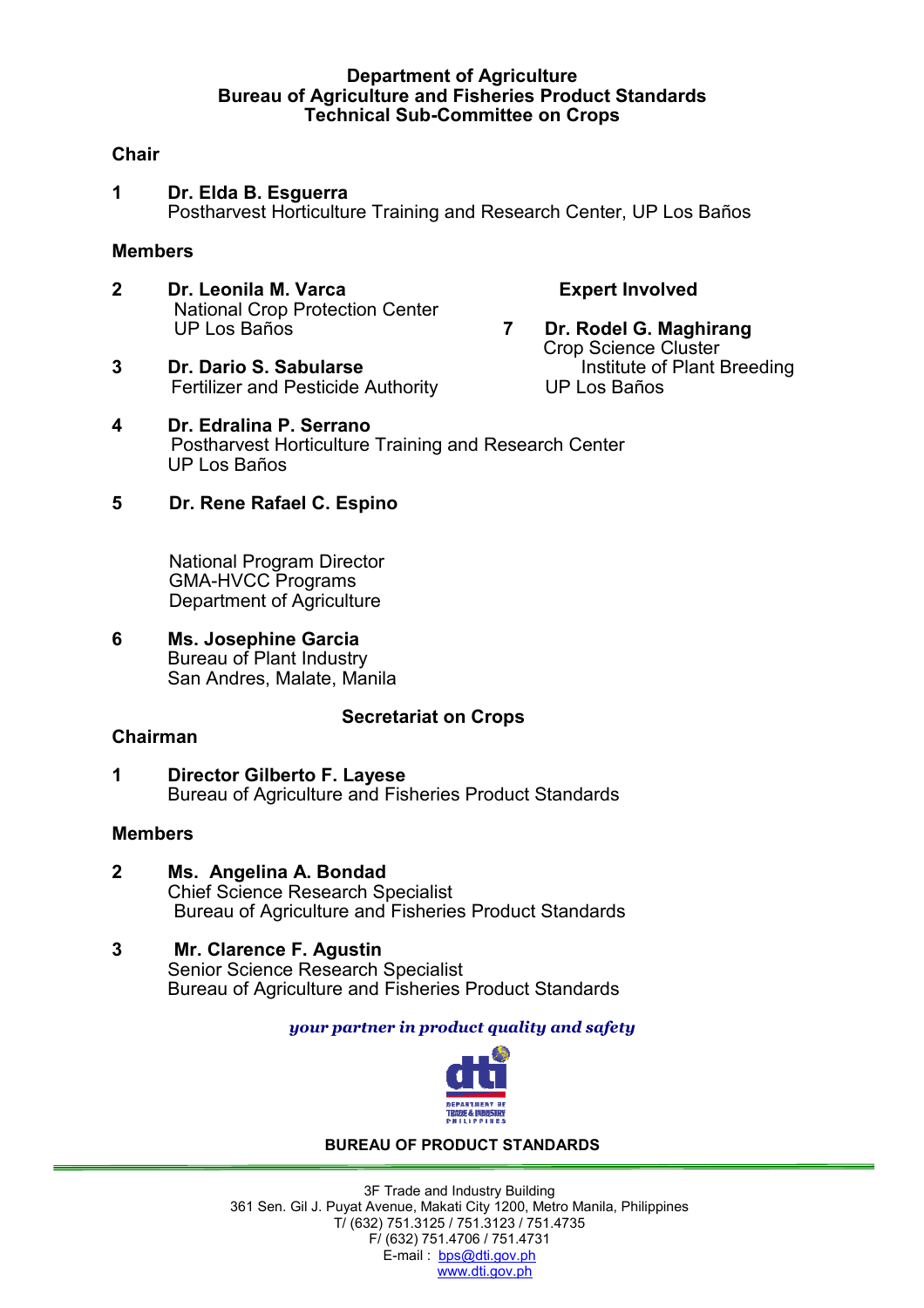**Department of Agriculture**
**Bureau of Agriculture and Fisheries Product Standards**
**Technical Sub-Committee on Crops**

**Chair**

1. **Dr. Elda B. Esguerra**
   Postharvest Horticulture Training and Research Center, UP Los Baños

**Members**

2. **Dr. Leonila M. Varca**
   National Crop Protection Center
   UP Los Baños

3. **Dr. Dario S. Sabularse**
   Fertilizer and Pesticide Authority

4. **Dr. Edralina P. Serrano**
   Postharvest Horticulture Training and Research Center
   UP Los Baños

5. **Dr. Rene Rafael C. Espino**
   National Program Director
   GMA-HVCC Programs
   Department of Agriculture

6. **Ms. Josephine Garcia**
   Bureau of Plant Industry
   San Andres, Malate, Manila

**Expert Involved**

7. **Dr. Rodel G. Maghirang**
   Crop Science Cluster
   Institute of Plant Breeding
   UP Los Baños

**Secretariat on Crops**

**Chairman**

1. **Director Gilberto F. Layese**
   Bureau of Agriculture and Fisheries Product Standards

**Members**

2. **Ms. Angelina A. Bondad**
   Chief Science Research Specialist
   Bureau of Agriculture and Fisheries Product Standards

3. **Mr. Clarence F. Agustin**
   Senior Science Research Specialist
   Bureau of Agriculture and Fisheries Product Standards

*your partner in product quality and safety*

**BUREAU OF PRODUCT STANDARDS**

3F Trade and Industry Building
361 Sen. Gil J. Puyat Avenue, Makati City 1200, Metro Manila, Philippines
T/ (632) 751.3125 / 751.3123 / 751.4735
F/ (632) 751.4706 / 751.4731
E-mail : bps@dti.gov.ph
www.dti.gov.ph